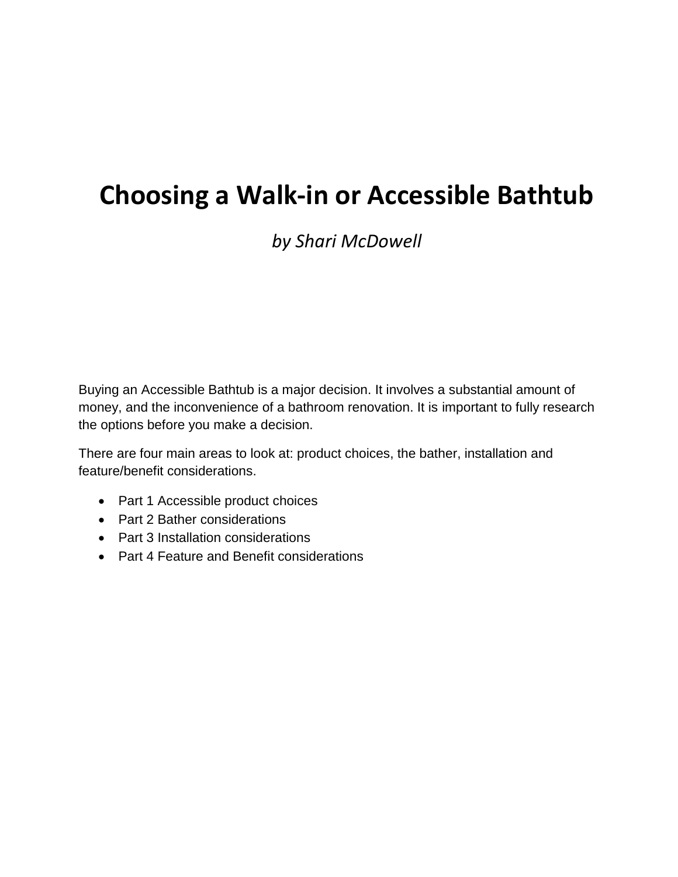# Choosing a Walk-in or Accessible Bathtub

*by Shari McDowell*

Buying an Accessible Bathtub is a major decision. It involves a substantial amount of money, and the inconvenience of a bathroom renovation. It is important to fully research the options before you make a decision.

There are four main areas to look at: product choices, the bather, installation and feature/benefit considerations.

- Part 1 Accessible product choices
- Part 2 Bather considerations
- Part 3 Installation considerations
- Part 4 Feature and Benefit considerations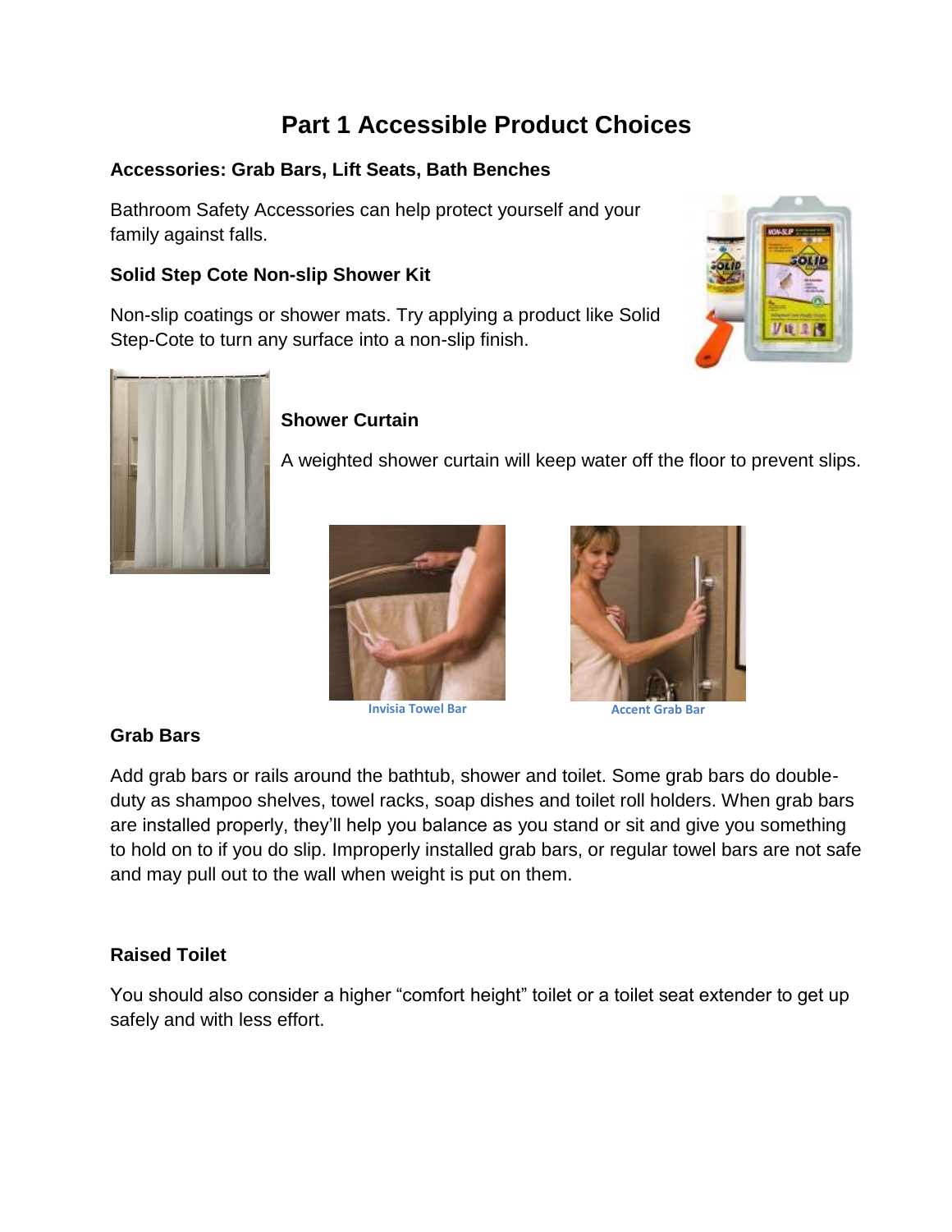# Part 1 Accessible Product Choices

**Accessories: Grab Bars, Lift Seats, Bath Benches**

Bathroom Safety Accessories can help protect yourself and your family against falls.

**Solid Step Cote Non-slip Shower Kit**

Non-slip coatings or shower mats. Try applying a product like Solid Step-Cote to turn any surface into a non-slip finish.

**Shower Curtain**

A weighted shower curtain will keep water off the floor to prevent slips.

Invisia Towel Bar

Accent Grab Bar

**Grab Bars**

Add grab bars or rails around the bathtub, shower and toilet. Some grab bars do double-duty as shampoo shelves, towel racks, soap dishes and toilet roll holders. When grab bars are installed properly, they'll help you balance as you stand or sit and give you something to hold on to if you do slip. Improperly installed grab bars, or regular towel bars are not safe and may pull out to the wall when weight is put on them.

**Raised Toilet**

You should also consider a higher "comfort height" toilet or a toilet seat extender to get up safely and with less effort.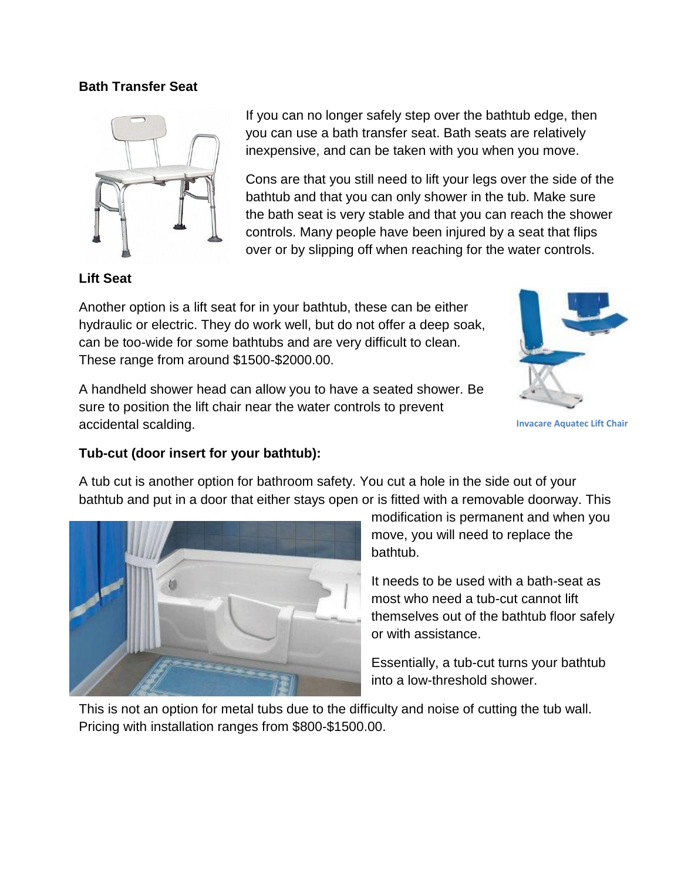**Bath Transfer Seat**

If you can no longer safely step over the bathtub edge, then you can use a bath transfer seat. Bath seats are relatively inexpensive, and can be taken with you when you move.

Cons are that you still need to lift your legs over the side of the bathtub and that you can only shower in the tub. Make sure the bath seat is very stable and that you can reach the shower controls. Many people have been injured by a seat that flips over or by slipping off when reaching for the water controls.

**Lift Seat**

Another option is a lift seat for in your bathtub, these can be either hydraulic or electric. They do work well, but do not offer a deep soak, can be too-wide for some bathtubs and are very difficult to clean. These range from around $1500-$2000.00.

A handheld shower head can allow you to have a seated shower. Be sure to position the lift chair near the water controls to prevent accidental scalding.

Invacare Aquatec Lift Chair

**Tub-cut (door insert for your bathtub):**

A tub cut is another option for bathroom safety. You cut a hole in the side out of your bathtub and put in a door that either stays open or is fitted with a removable doorway. This modification is permanent and when you move, you will need to replace the bathtub.

It needs to be used with a bath-seat as most who need a tub-cut cannot lift themselves out of the bathtub floor safely or with assistance.

Essentially, a tub-cut turns your bathtub into a low-threshold shower.

This is not an option for metal tubs due to the difficulty and noise of cutting the tub wall. Pricing with installation ranges from $800-$1500.00.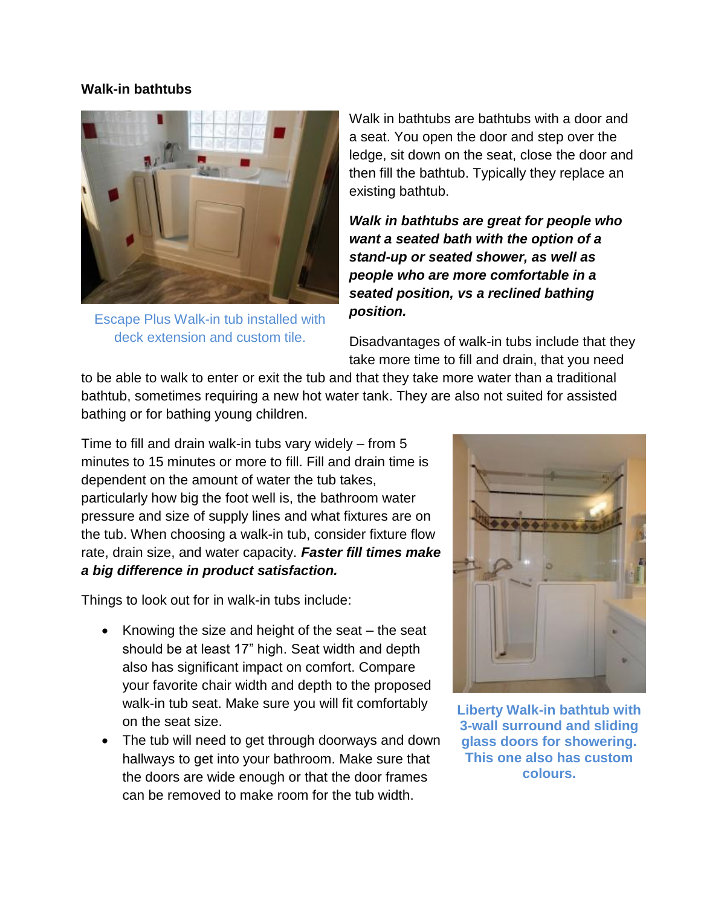**Walk-in bathtubs**

Walk in bathtubs are bathtubs with a door and a seat. You open the door and step over the ledge, sit down on the seat, close the door and then fill the bathtub. Typically they replace an existing bathtub.

***Walk in bathtubs are great for people who want a seated bath with the option of a stand-up or seated shower, as well as people who are more comfortable in a seated position, vs a reclined bathing position.***

Escape Plus Walk-in tub installed with deck extension and custom tile.

Disadvantages of walk-in tubs include that they take more time to fill and drain, that you need to be able to walk to enter or exit the tub and that they take more water than a traditional bathtub, sometimes requiring a new hot water tank. They are also not suited for assisted bathing or for bathing young children.

Time to fill and drain walk-in tubs vary widely – from 5 minutes to 15 minutes or more to fill. Fill and drain time is dependent on the amount of water the tub takes, particularly how big the foot well is, the bathroom water pressure and size of supply lines and what fixtures are on the tub. When choosing a walk-in tub, consider fixture flow rate, drain size, and water capacity. ***Faster fill times make a big difference in product satisfaction.***

Things to look out for in walk-in tubs include:

- Knowing the size and height of the seat – the seat should be at least 17" high. Seat width and depth also has significant impact on comfort. Compare your favorite chair width and depth to the proposed walk-in tub seat. Make sure you will fit comfortably on the seat size.
- The tub will need to get through doorways and down hallways to get into your bathroom. Make sure that the doors are wide enough or that the door frames can be removed to make room for the tub width.

**Liberty Walk-in bathtub with 3-wall surround and sliding glass doors for showering. This one also has custom colours.**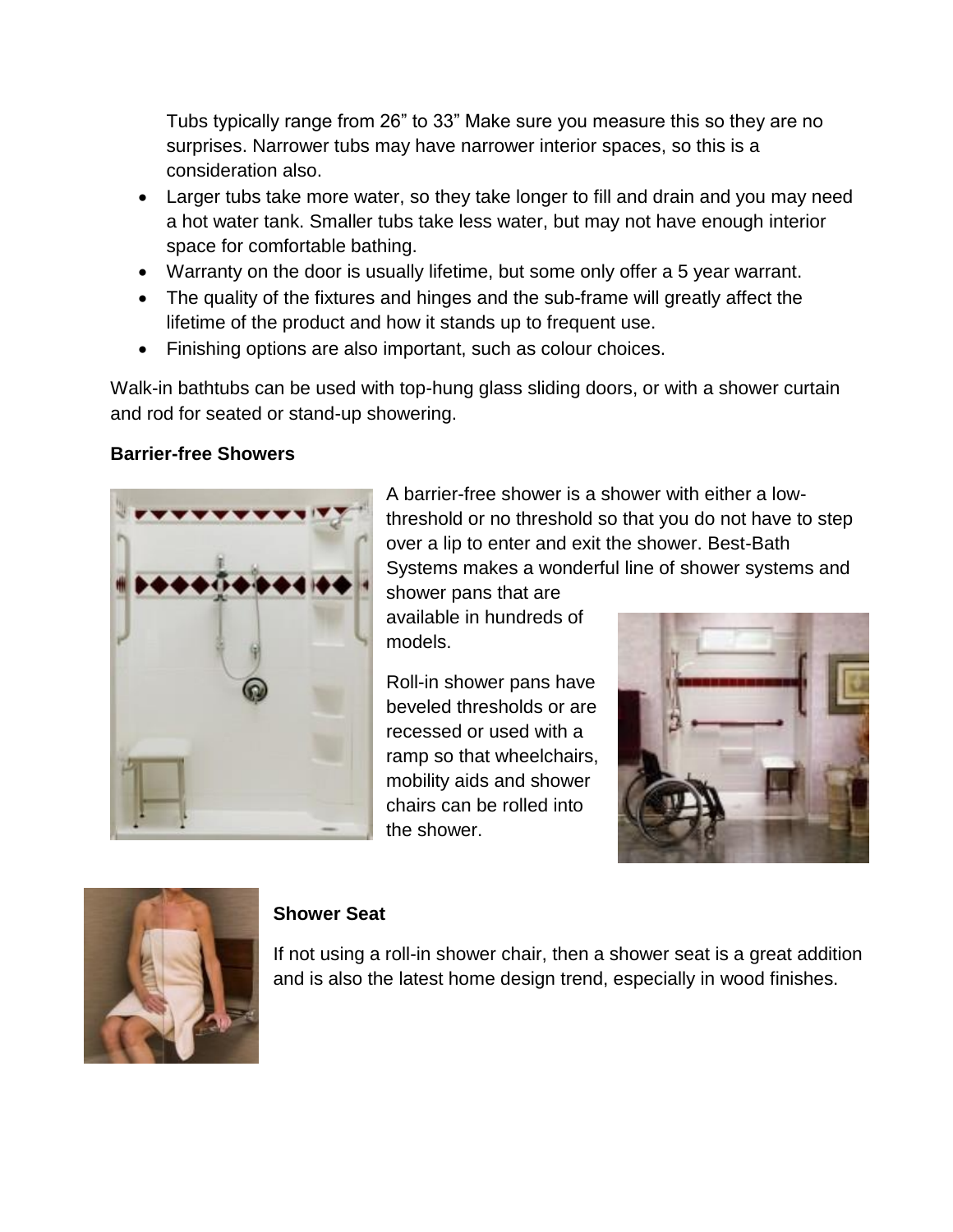Tubs typically range from 26" to 33" Make sure you measure this so they are no surprises. Narrower tubs may have narrower interior spaces, so this is a consideration also.

- Larger tubs take more water, so they take longer to fill and drain and you may need a hot water tank. Smaller tubs take less water, but may not have enough interior space for comfortable bathing.
- Warranty on the door is usually lifetime, but some only offer a 5 year warrant.
- The quality of the fixtures and hinges and the sub-frame will greatly affect the lifetime of the product and how it stands up to frequent use.
- Finishing options are also important, such as colour choices.

Walk-in bathtubs can be used with top-hung glass sliding doors, or with a shower curtain and rod for seated or stand-up showering.

**Barrier-free Showers**

A barrier-free shower is a shower with either a low-threshold or no threshold so that you do not have to step over a lip to enter and exit the shower. Best-Bath Systems makes a wonderful line of shower systems and shower pans that are available in hundreds of models.

Roll-in shower pans have beveled thresholds or are recessed or used with a ramp so that wheelchairs, mobility aids and shower chairs can be rolled into the shower.

**Shower Seat**

If not using a roll-in shower chair, then a shower seat is a great addition and is also the latest home design trend, especially in wood finishes.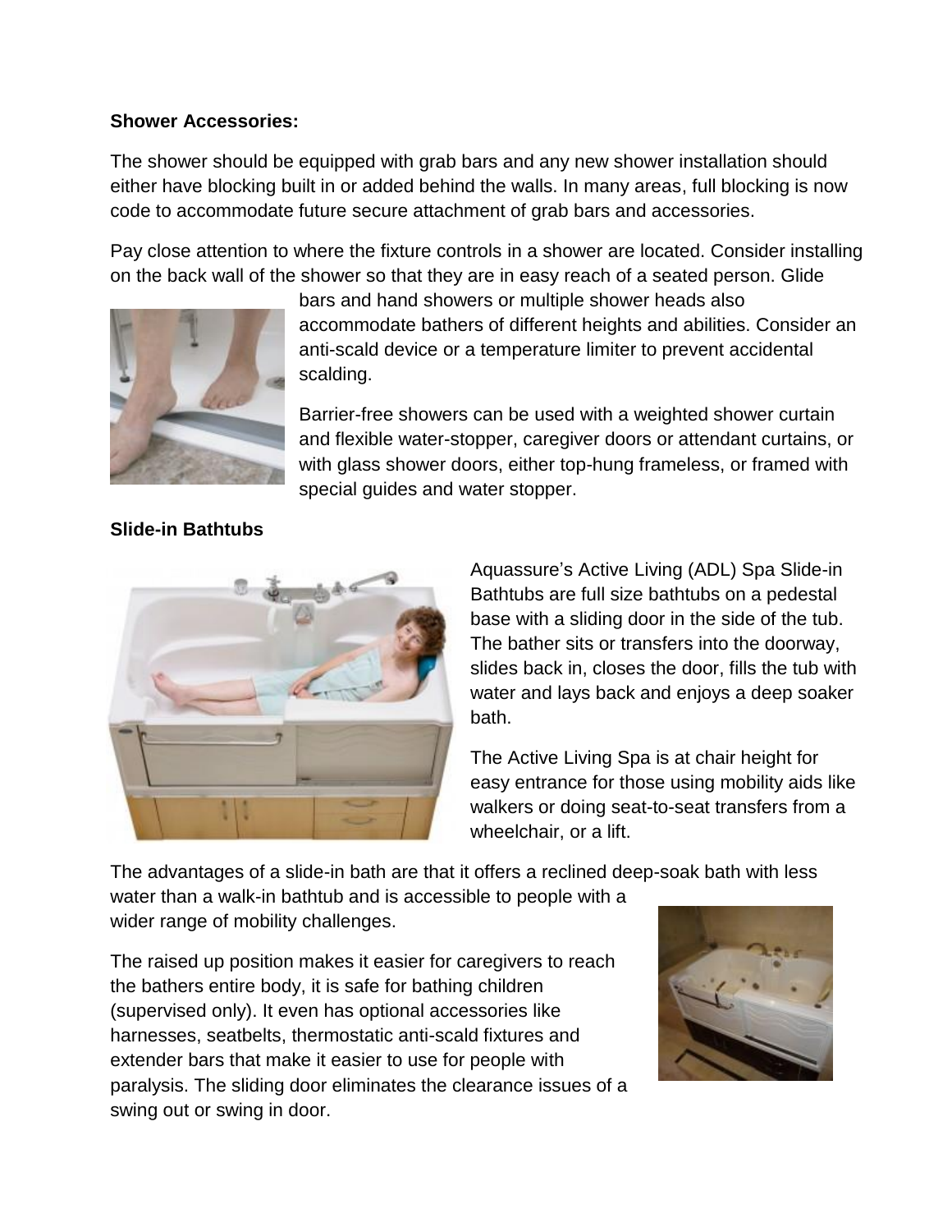**Shower Accessories:**

The shower should be equipped with grab bars and any new shower installation should either have blocking built in or added behind the walls. In many areas, full blocking is now code to accommodate future secure attachment of grab bars and accessories.

Pay close attention to where the fixture controls in a shower are located. Consider installing on the back wall of the shower so that they are in easy reach of a seated person. Glide bars and hand showers or multiple shower heads also accommodate bathers of different heights and abilities. Consider an anti-scald device or a temperature limiter to prevent accidental scalding.

Barrier-free showers can be used with a weighted shower curtain and flexible water-stopper, caregiver doors or attendant curtains, or with glass shower doors, either top-hung frameless, or framed with special guides and water stopper.

**Slide-in Bathtubs**

Aquassure's Active Living (ADL) Spa Slide-in Bathtubs are full size bathtubs on a pedestal base with a sliding door in the side of the tub. The bather sits or transfers into the doorway, slides back in, closes the door, fills the tub with water and lays back and enjoys a deep soaker bath.

The Active Living Spa is at chair height for easy entrance for those using mobility aids like walkers or doing seat-to-seat transfers from a wheelchair, or a lift.

The advantages of a slide-in bath are that it offers a reclined deep-soak bath with less water than a walk-in bathtub and is accessible to people with a wider range of mobility challenges.

The raised up position makes it easier for caregivers to reach the bathers entire body, it is safe for bathing children (supervised only). It even has optional accessories like harnesses, seatbelts, thermostatic anti-scald fixtures and extender bars that make it easier to use for people with paralysis. The sliding door eliminates the clearance issues of a swing out or swing in door.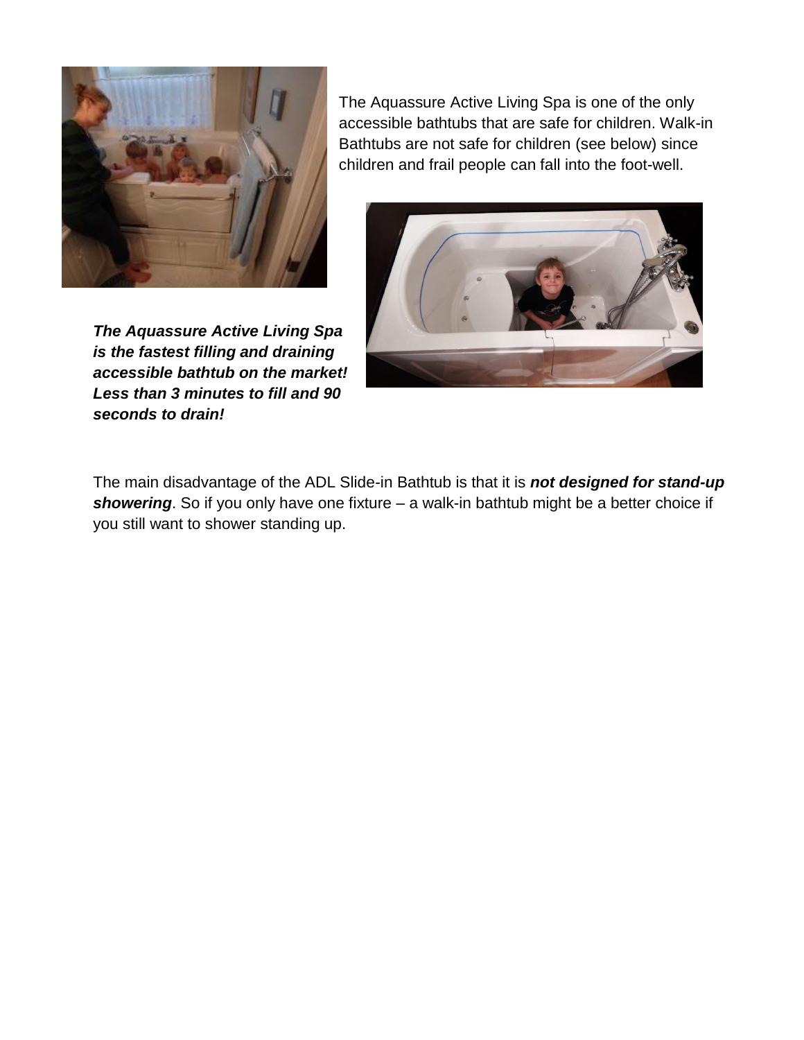The Aquassure Active Living Spa is one of the only accessible bathtubs that are safe for children. Walk-in Bathtubs are not safe for children (see below) since children and frail people can fall into the foot-well.

***The Aquassure Active Living Spa is the fastest filling and draining accessible bathtub on the market! Less than 3 minutes to fill and 90 seconds to drain!***

The main disadvantage of the ADL Slide-in Bathtub is that it is ***not designed for stand-up showering***. So if you only have one fixture – a walk-in bathtub might be a better choice if you still want to shower standing up.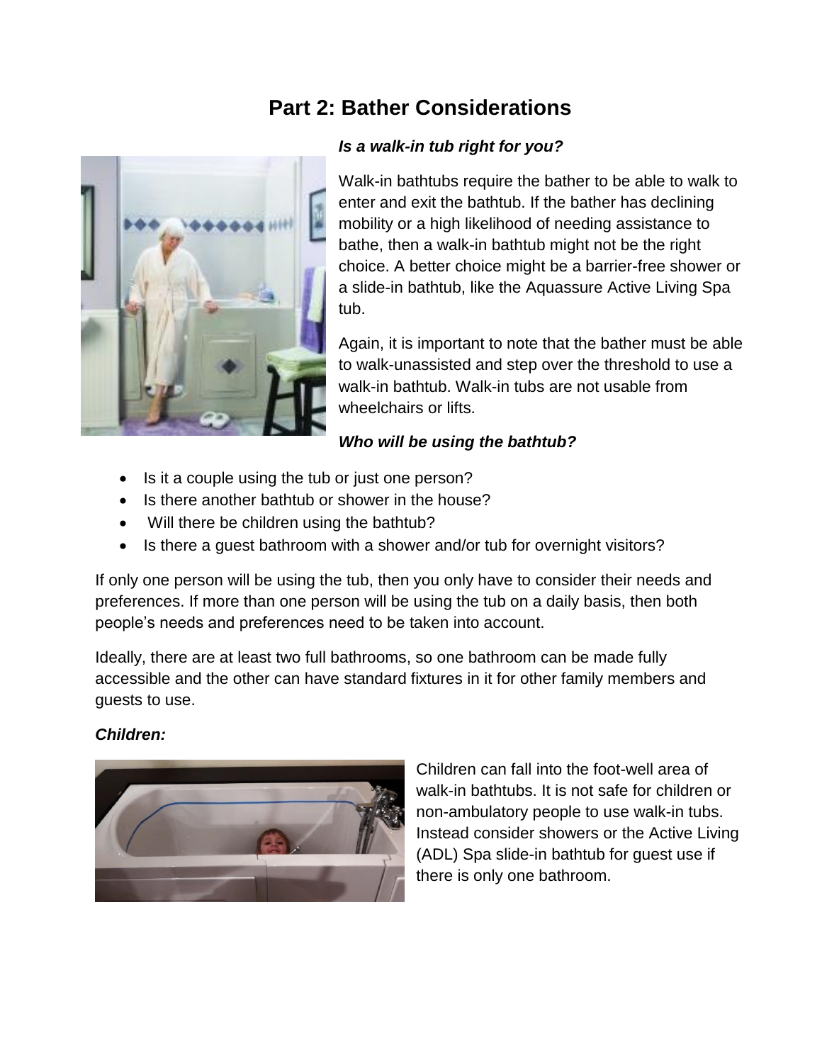# Part 2: Bather Considerations

***Is a walk-in tub right for you?***

Walk-in bathtubs require the bather to be able to walk to enter and exit the bathtub. If the bather has declining mobility or a high likelihood of needing assistance to bathe, then a walk-in bathtub might not be the right choice. A better choice might be a barrier-free shower or a slide-in bathtub, like the Aquassure Active Living Spa tub.

Again, it is important to note that the bather must be able to walk-unassisted and step over the threshold to use a walk-in bathtub. Walk-in tubs are not usable from wheelchairs or lifts.

***Who will be using the bathtub?***

- Is it a couple using the tub or just one person?
- Is there another bathtub or shower in the house?
- Will there be children using the bathtub?
- Is there a guest bathroom with a shower and/or tub for overnight visitors?

If only one person will be using the tub, then you only have to consider their needs and preferences. If more than one person will be using the tub on a daily basis, then both people's needs and preferences need to be taken into account.

Ideally, there are at least two full bathrooms, so one bathroom can be made fully accessible and the other can have standard fixtures in it for other family members and guests to use.

***Children:***

Children can fall into the foot-well area of walk-in bathtubs. It is not safe for children or non-ambulatory people to use walk-in tubs. Instead consider showers or the Active Living (ADL) Spa slide-in bathtub for guest use if there is only one bathroom.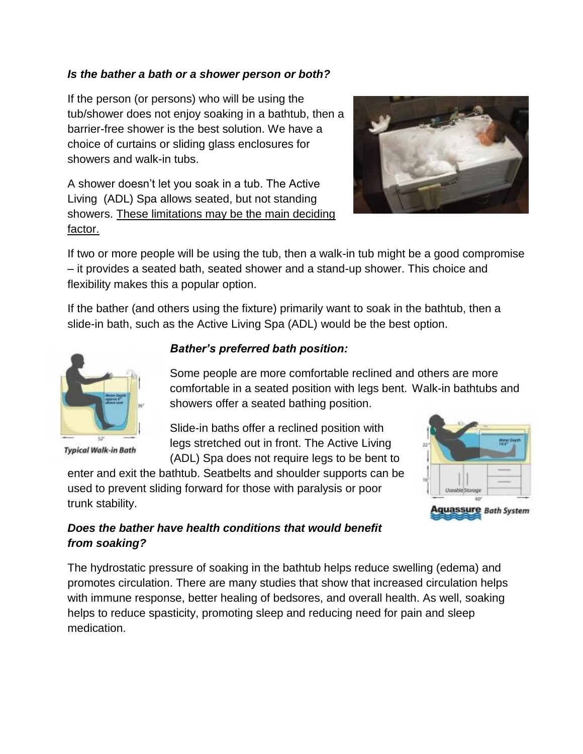***Is the bather a bath or a shower person or both?***

If the person (or persons) who will be using the tub/shower does not enjoy soaking in a bathtub, then a barrier-free shower is the best solution. We have a choice of curtains or sliding glass enclosures for showers and walk-in tubs.

A shower doesn't let you soak in a tub. The Active Living (ADL) Spa allows seated, but not standing showers. <u>These limitations may be the main deciding factor.</u>

If two or more people will be using the tub, then a walk-in tub might be a good compromise – it provides a seated bath, seated shower and a stand-up shower. This choice and flexibility makes this a popular option.

If the bather (and others using the fixture) primarily want to soak in the bathtub, then a slide-in bath, such as the Active Living Spa (ADL) would be the best option.

***Bather's preferred bath position:***

Some people are more comfortable reclined and others are more comfortable in a seated position with legs bent. Walk-in bathtubs and showers offer a seated bathing position.

Typical Walk-in Bath

Slide-in baths offer a reclined position with legs stretched out in front. The Active Living (ADL) Spa does not require legs to be bent to enter and exit the bathtub. Seatbelts and shoulder supports can be used to prevent sliding forward for those with paralysis or poor trunk stability.

Aquassure Bath System

***Does the bather have health conditions that would benefit from soaking?***

The hydrostatic pressure of soaking in the bathtub helps reduce swelling (edema) and promotes circulation. There are many studies that show that increased circulation helps with immune response, better healing of bedsores, and overall health. As well, soaking helps to reduce spasticity, promoting sleep and reducing need for pain and sleep medication.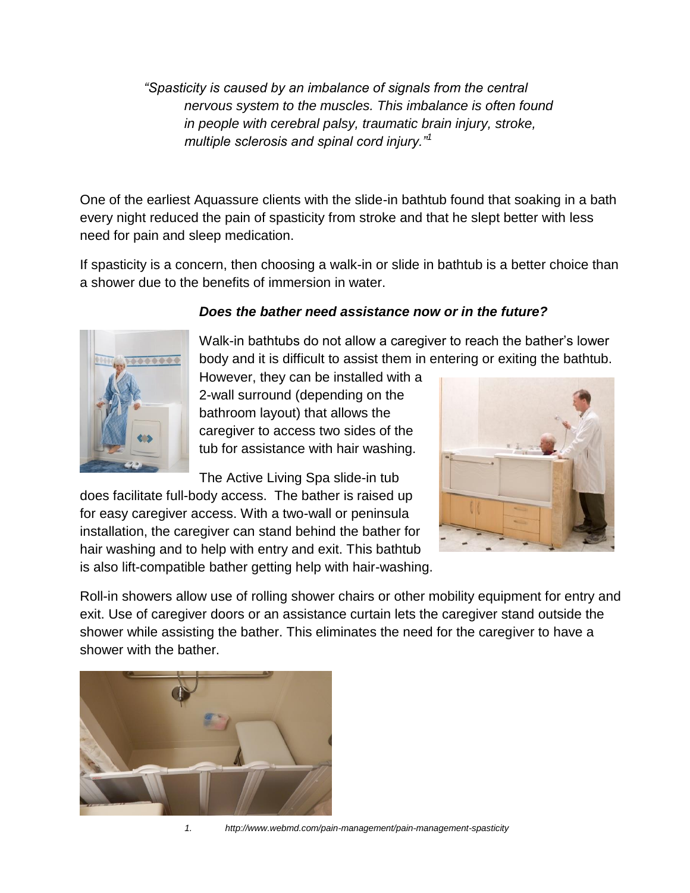*"Spasticity is caused by an imbalance of signals from the central nervous system to the muscles. This imbalance is often found in people with cerebral palsy, traumatic brain injury, stroke, multiple sclerosis and spinal cord injury."*[1]

One of the earliest Aquassure clients with the slide-in bathtub found that soaking in a bath every night reduced the pain of spasticity from stroke and that he slept better with less need for pain and sleep medication.

If spasticity is a concern, then choosing a walk-in or slide in bathtub is a better choice than a shower due to the benefits of immersion in water.

***Does the bather need assistance now or in the future?***

Walk-in bathtubs do not allow a caregiver to reach the bather's lower body and it is difficult to assist them in entering or exiting the bathtub. However, they can be installed with a 2-wall surround (depending on the bathroom layout) that allows the caregiver to access two sides of the tub for assistance with hair washing.

The Active Living Spa slide-in tub does facilitate full-body access. The bather is raised up for easy caregiver access. With a two-wall or peninsula installation, the caregiver can stand behind the bather for hair washing and to help with entry and exit. This bathtub is also lift-compatible bather getting help with hair-washing.

Roll-in showers allow use of rolling shower chairs or other mobility equipment for entry and exit. Use of caregiver doors or an assistance curtain lets the caregiver stand outside the shower while assisting the bather. This eliminates the need for the caregiver to have a shower with the bather.

1. http://www.webmd.com/pain-management/pain-management-spasticity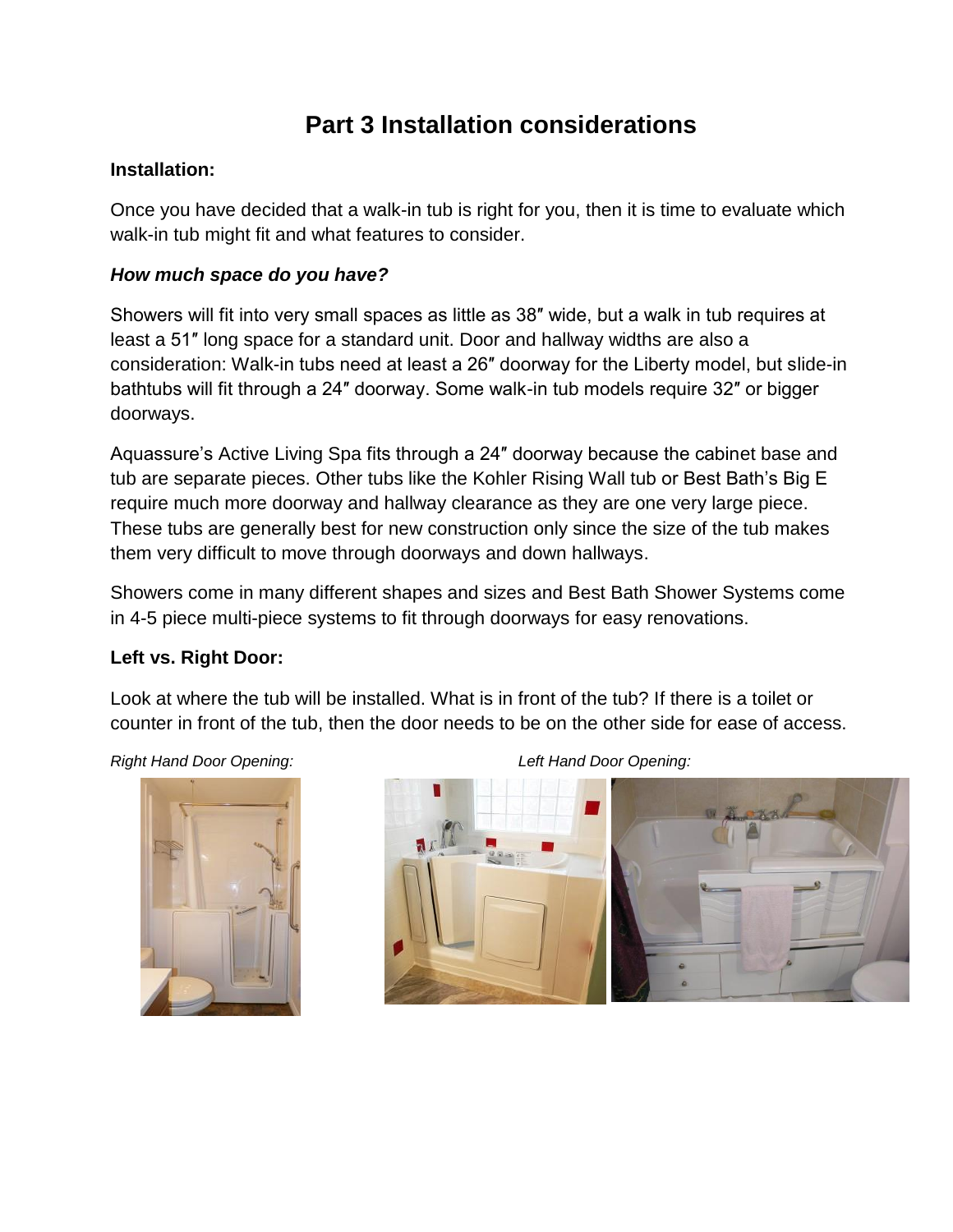# Part 3 Installation considerations

**Installation:**

Once you have decided that a walk-in tub is right for you, then it is time to evaluate which walk-in tub might fit and what features to consider.

***How much space do you have?***

Showers will fit into very small spaces as little as 38″ wide, but a walk in tub requires at least a 51″ long space for a standard unit. Door and hallway widths are also a consideration: Walk-in tubs need at least a 26″ doorway for the Liberty model, but slide-in bathtubs will fit through a 24″ doorway. Some walk-in tub models require 32″ or bigger doorways.

Aquassure's Active Living Spa fits through a 24″ doorway because the cabinet base and tub are separate pieces. Other tubs like the Kohler Rising Wall tub or Best Bath's Big E require much more doorway and hallway clearance as they are one very large piece. These tubs are generally best for new construction only since the size of the tub makes them very difficult to move through doorways and down hallways.

Showers come in many different shapes and sizes and Best Bath Shower Systems come in 4-5 piece multi-piece systems to fit through doorways for easy renovations.

**Left vs. Right Door:**

Look at where the tub will be installed. What is in front of the tub? If there is a toilet or counter in front of the tub, then the door needs to be on the other side for ease of access.

*Right Hand Door Opening:*

*Left Hand Door Opening:*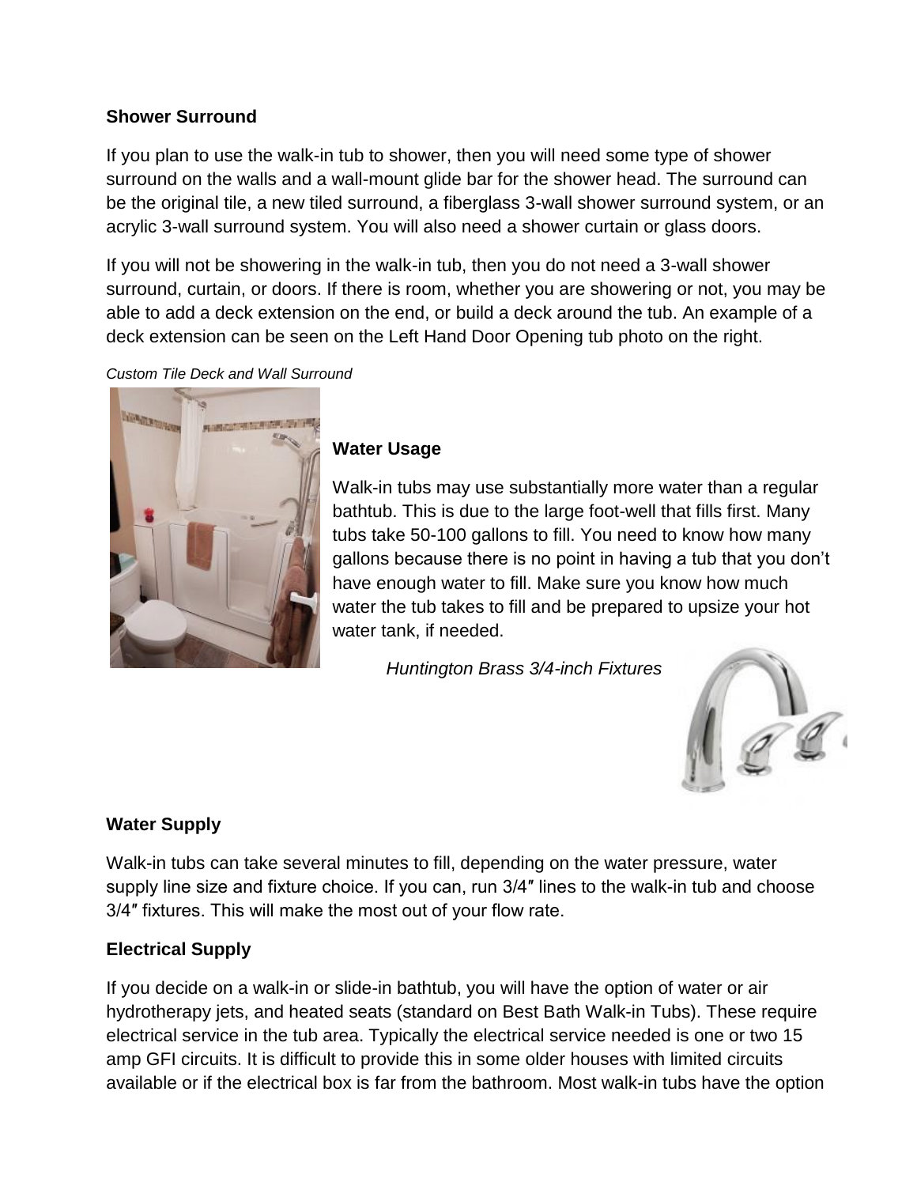**Shower Surround**

If you plan to use the walk-in tub to shower, then you will need some type of shower surround on the walls and a wall-mount glide bar for the shower head. The surround can be the original tile, a new tiled surround, a fiberglass 3-wall shower surround system, or an acrylic 3-wall surround system. You will also need a shower curtain or glass doors.

If you will not be showering in the walk-in tub, then you do not need a 3-wall shower surround, curtain, or doors. If there is room, whether you are showering or not, you may be able to add a deck extension on the end, or build a deck around the tub. An example of a deck extension can be seen on the Left Hand Door Opening tub photo on the right.

*Custom Tile Deck and Wall Surround*

**Water Usage**

Walk-in tubs may use substantially more water than a regular bathtub. This is due to the large foot-well that fills first. Many tubs take 50-100 gallons to fill. You need to know how many gallons because there is no point in having a tub that you don't have enough water to fill. Make sure you know how much water the tub takes to fill and be prepared to upsize your hot water tank, if needed.

*Huntington Brass 3/4-inch Fixtures*

**Water Supply**

Walk-in tubs can take several minutes to fill, depending on the water pressure, water supply line size and fixture choice. If you can, run 3/4″ lines to the walk-in tub and choose 3/4″ fixtures. This will make the most out of your flow rate.

**Electrical Supply**

If you decide on a walk-in or slide-in bathtub, you will have the option of water or air hydrotherapy jets, and heated seats (standard on Best Bath Walk-in Tubs). These require electrical service in the tub area. Typically the electrical service needed is one or two 15 amp GFI circuits. It is difficult to provide this in some older houses with limited circuits available or if the electrical box is far from the bathroom. Most walk-in tubs have the option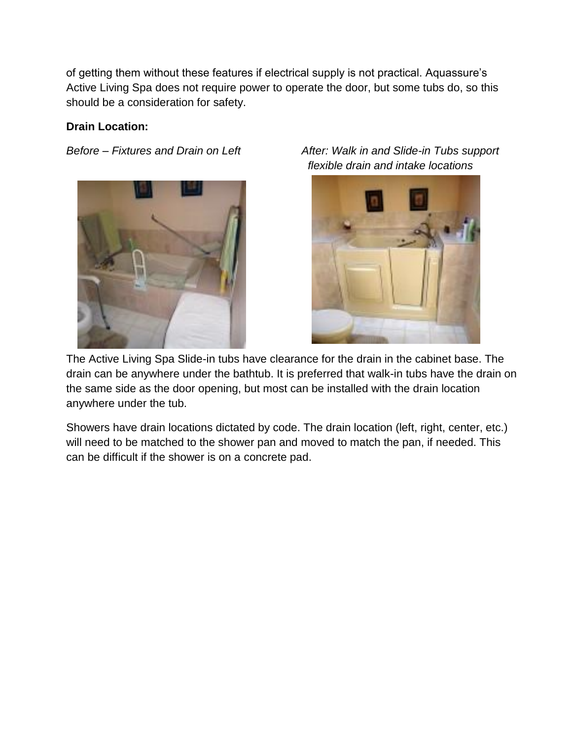of getting them without these features if electrical supply is not practical. Aquassure's Active Living Spa does not require power to operate the door, but some tubs do, so this should be a consideration for safety.

**Drain Location:**

*Before – Fixtures and Drain on Left*

*After: Walk in and Slide-in Tubs support flexible drain and intake locations*

The Active Living Spa Slide-in tubs have clearance for the drain in the cabinet base. The drain can be anywhere under the bathtub. It is preferred that walk-in tubs have the drain on the same side as the door opening, but most can be installed with the drain location anywhere under the tub.

Showers have drain locations dictated by code. The drain location (left, right, center, etc.) will need to be matched to the shower pan and moved to match the pan, if needed. This can be difficult if the shower is on a concrete pad.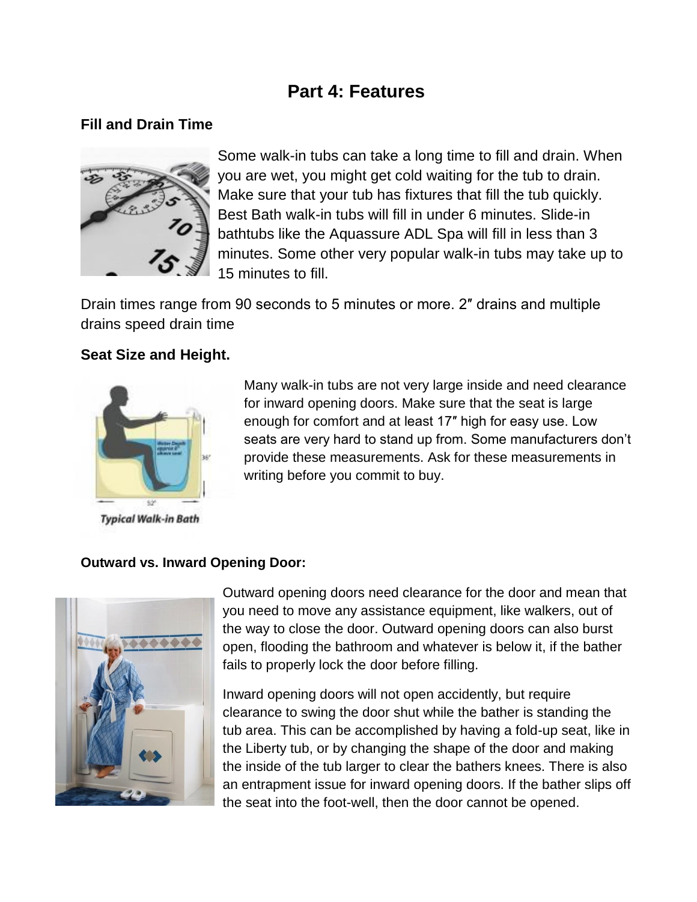# Part 4: Features

### Fill and Drain Time

Some walk-in tubs can take a long time to fill and drain. When you are wet, you might get cold waiting for the tub to drain. Make sure that your tub has fixtures that fill the tub quickly. Best Bath walk-in tubs will fill in under 6 minutes. Slide-in bathtubs like the Aquassure ADL Spa will fill in less than 3 minutes. Some other very popular walk-in tubs may take up to 15 minutes to fill.

Drain times range from 90 seconds to 5 minutes or more. 2″ drains and multiple drains speed drain time

### Seat Size and Height.

Many walk-in tubs are not very large inside and need clearance for inward opening doors. Make sure that the seat is large enough for comfort and at least 17″ high for easy use. Low seats are very hard to stand up from. Some manufacturers don't provide these measurements. Ask for these measurements in writing before you commit to buy.

*Typical Walk-in Bath*

### Outward vs. Inward Opening Door:

Outward opening doors need clearance for the door and mean that you need to move any assistance equipment, like walkers, out of the way to close the door. Outward opening doors can also burst open, flooding the bathroom and whatever is below it, if the bather fails to properly lock the door before filling.

Inward opening doors will not open accidently, but require clearance to swing the door shut while the bather is standing the tub area. This can be accomplished by having a fold-up seat, like in the Liberty tub, or by changing the shape of the door and making the inside of the tub larger to clear the bathers knees. There is also an entrapment issue for inward opening doors. If the bather slips off the seat into the foot-well, then the door cannot be opened.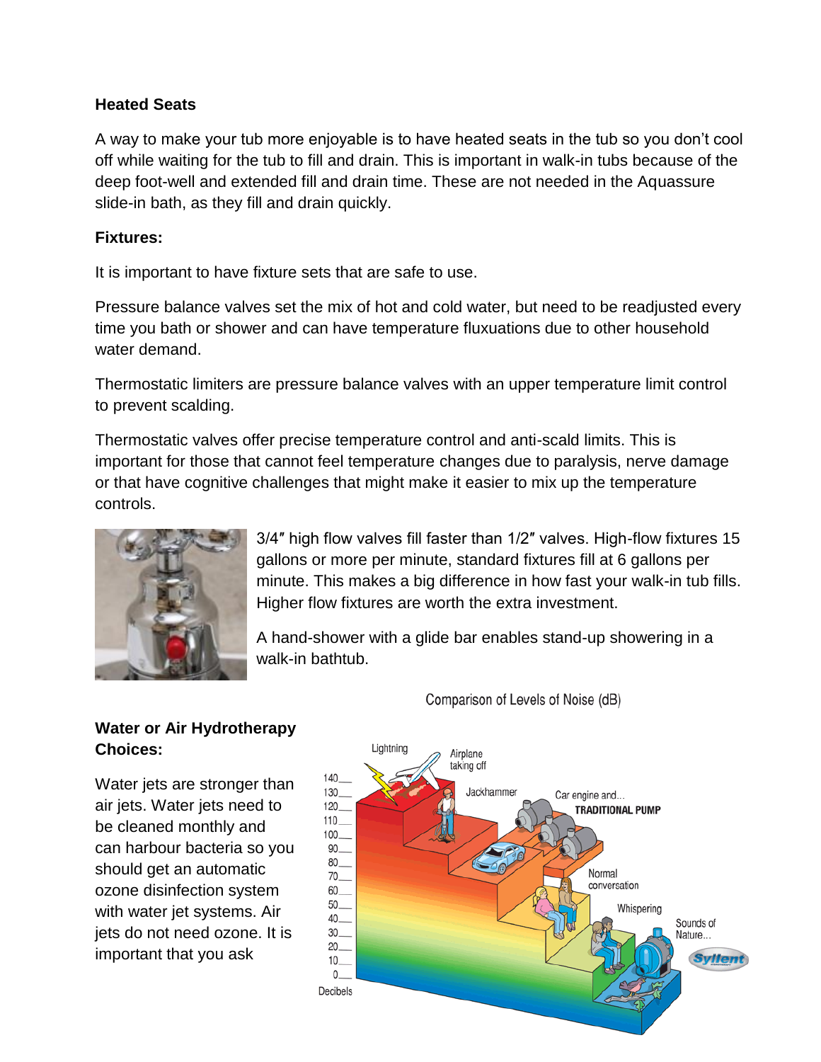**Heated Seats**

A way to make your tub more enjoyable is to have heated seats in the tub so you don't cool off while waiting for the tub to fill and drain. This is important in walk-in tubs because of the deep foot-well and extended fill and drain time. These are not needed in the Aquassure slide-in bath, as they fill and drain quickly.

**Fixtures:**

It is important to have fixture sets that are safe to use.

Pressure balance valves set the mix of hot and cold water, but need to be readjusted every time you bath or shower and can have temperature fluxuations due to other household water demand.

Thermostatic limiters are pressure balance valves with an upper temperature limit control to prevent scalding.

Thermostatic valves offer precise temperature control and anti-scald limits. This is important for those that cannot feel temperature changes due to paralysis, nerve damage or that have cognitive challenges that might make it easier to mix up the temperature controls.

3/4″ high flow valves fill faster than 1/2″ valves. High-flow fixtures 15 gallons or more per minute, standard fixtures fill at 6 gallons per minute. This makes a big difference in how fast your walk-in tub fills. Higher flow fixtures are worth the extra investment.

A hand-shower with a glide bar enables stand-up showering in a walk-in bathtub.

**Water or Air Hydrotherapy Choices:**

Water jets are stronger than air jets. Water jets need to be cleaned monthly and can harbour bacteria so you should get an automatic ozone disinfection system with water jet systems. Air jets do not need ozone. It is important that you ask

Comparison of Levels of Noise (dB)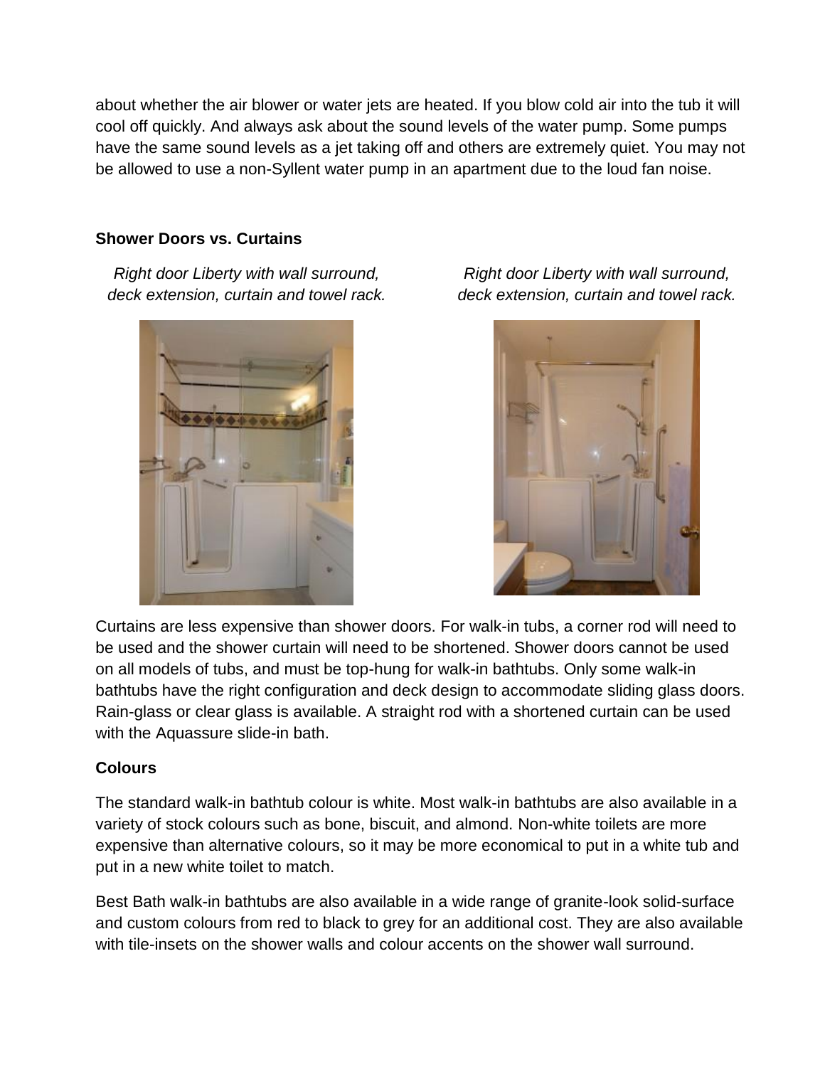about whether the air blower or water jets are heated. If you blow cold air into the tub it will cool off quickly. And always ask about the sound levels of the water pump. Some pumps have the same sound levels as a jet taking off and others are extremely quiet. You may not be allowed to use a non-Syllent water pump in an apartment due to the loud fan noise.

**Shower Doors vs. Curtains**

*Right door Liberty with wall surround, deck extension, curtain and towel rack.*

*Right door Liberty with wall surround, deck extension, curtain and towel rack.*

Curtains are less expensive than shower doors. For walk-in tubs, a corner rod will need to be used and the shower curtain will need to be shortened. Shower doors cannot be used on all models of tubs, and must be top-hung for walk-in bathtubs. Only some walk-in bathtubs have the right configuration and deck design to accommodate sliding glass doors. Rain-glass or clear glass is available. A straight rod with a shortened curtain can be used with the Aquassure slide-in bath.

**Colours**

The standard walk-in bathtub colour is white. Most walk-in bathtubs are also available in a variety of stock colours such as bone, biscuit, and almond. Non-white toilets are more expensive than alternative colours, so it may be more economical to put in a white tub and put in a new white toilet to match.

Best Bath walk-in bathtubs are also available in a wide range of granite-look solid-surface and custom colours from red to black to grey for an additional cost. They are also available with tile-insets on the shower walls and colour accents on the shower wall surround.